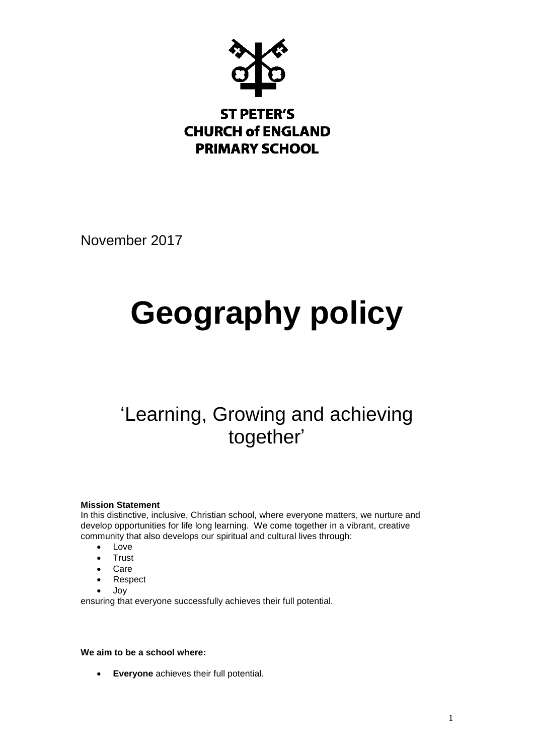**ST PETER'S**
**CHURCH of ENGLAND**
**PRIMARY SCHOOL**

November 2017

# Geography policy

## 'Learning, Growing and achieving together'

**Mission Statement**

In this distinctive, inclusive, Christian school, where everyone matters, we nurture and develop opportunities for life long learning. We come together in a vibrant, creative community that also develops our spiritual and cultural lives through:

- Love
- Trust
- Care
- Respect
- Joy

ensuring that everyone successfully achieves their full potential.

**We aim to be a school where:**

- **Everyone** achieves their full potential.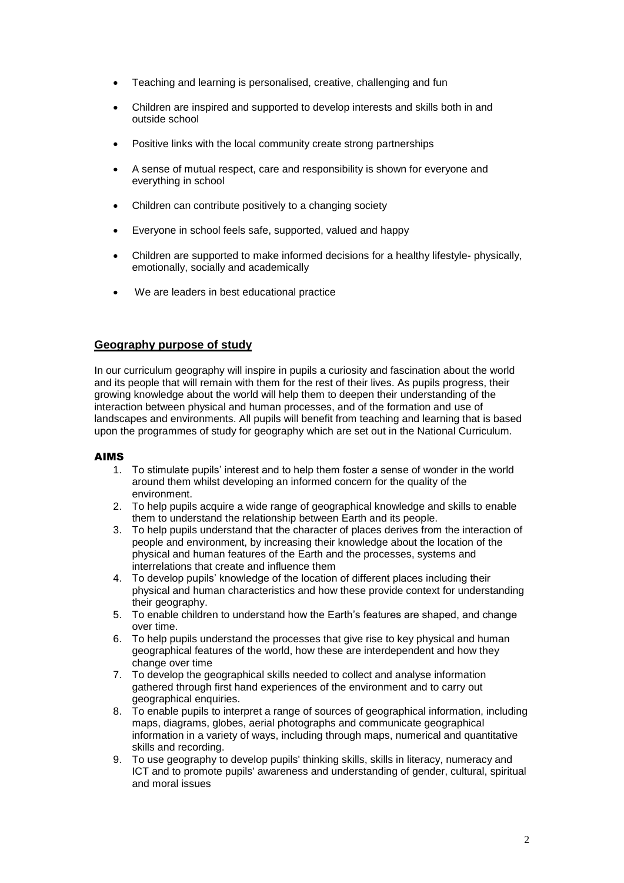- Teaching and learning is personalised, creative, challenging and fun
- Children are inspired and supported to develop interests and skills both in and outside school
- Positive links with the local community create strong partnerships
- A sense of mutual respect, care and responsibility is shown for everyone and everything in school
- Children can contribute positively to a changing society
- Everyone in school feels safe, supported, valued and happy
- Children are supported to make informed decisions for a healthy lifestyle- physically, emotionally, socially and academically
- We are leaders in best educational practice

## Geography purpose of study

In our curriculum geography will inspire in pupils a curiosity and fascination about the world and its people that will remain with them for the rest of their lives. As pupils progress, their growing knowledge about the world will help them to deepen their understanding of the interaction between physical and human processes, and of the formation and use of landscapes and environments. All pupils will benefit from teaching and learning that is based upon the programmes of study for geography which are set out in the National Curriculum.

### AIMS

1. To stimulate pupils' interest and to help them foster a sense of wonder in the world around them whilst developing an informed concern for the quality of the environment.
2. To help pupils acquire a wide range of geographical knowledge and skills to enable them to understand the relationship between Earth and its people.
3. To help pupils understand that the character of places derives from the interaction of people and environment, by increasing their knowledge about the location of the physical and human features of the Earth and the processes, systems and interrelations that create and influence them
4. To develop pupils' knowledge of the location of different places including their physical and human characteristics and how these provide context for understanding their geography.
5. To enable children to understand how the Earth's features are shaped, and change over time.
6. To help pupils understand the processes that give rise to key physical and human geographical features of the world, how these are interdependent and how they change over time
7. To develop the geographical skills needed to collect and analyse information gathered through first hand experiences of the environment and to carry out geographical enquiries.
8. To enable pupils to interpret a range of sources of geographical information, including maps, diagrams, globes, aerial photographs and communicate geographical information in a variety of ways, including through maps, numerical and quantitative skills and recording.
9. To use geography to develop pupils' thinking skills, skills in literacy, numeracy and ICT and to promote pupils' awareness and understanding of gender, cultural, spiritual and moral issues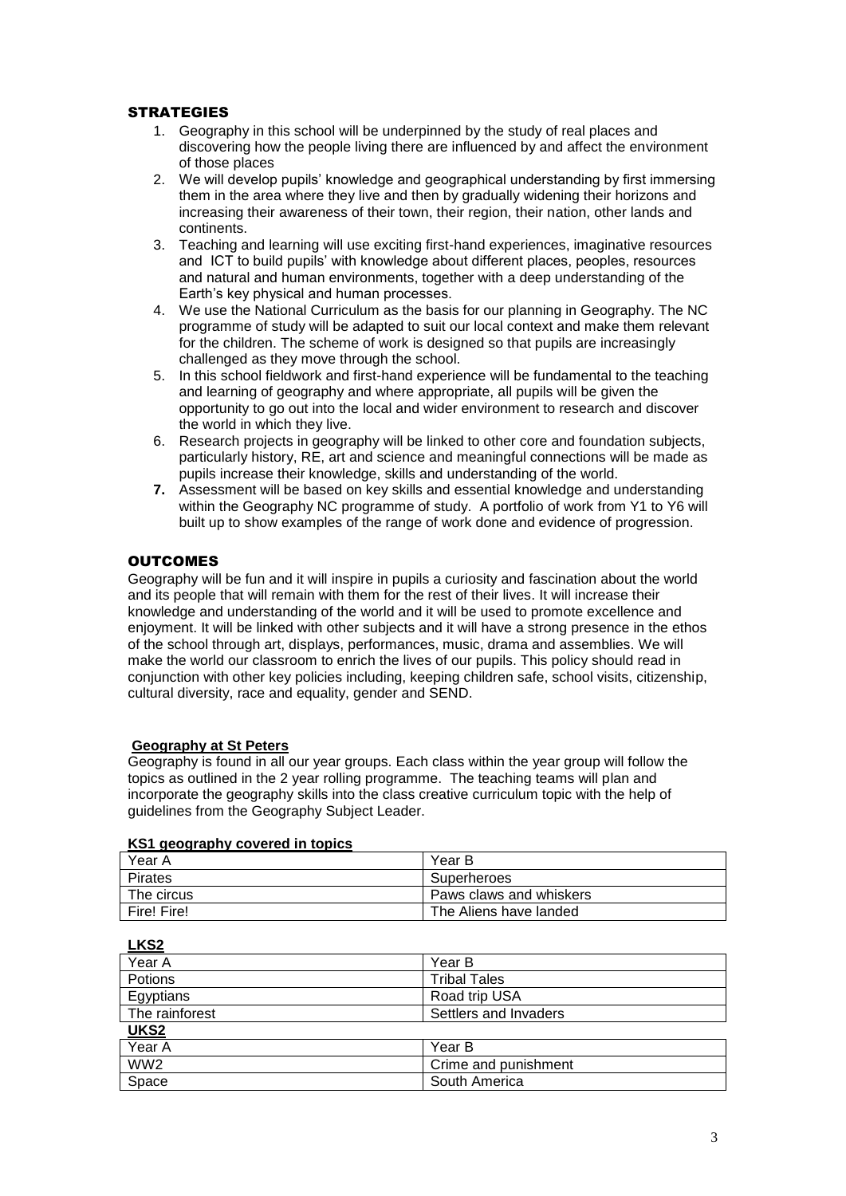## STRATEGIES

1. Geography in this school will be underpinned by the study of real places and discovering how the people living there are influenced by and affect the environment of those places
2. We will develop pupils' knowledge and geographical understanding by first immersing them in the area where they live and then by gradually widening their horizons and increasing their awareness of their town, their region, their nation, other lands and continents.
3. Teaching and learning will use exciting first-hand experiences, imaginative resources and ICT to build pupils' with knowledge about different places, peoples, resources and natural and human environments, together with a deep understanding of the Earth's key physical and human processes.
4. We use the National Curriculum as the basis for our planning in Geography. The NC programme of study will be adapted to suit our local context and make them relevant for the children. The scheme of work is designed so that pupils are increasingly challenged as they move through the school.
5. In this school fieldwork and first-hand experience will be fundamental to the teaching and learning of geography and where appropriate, all pupils will be given the opportunity to go out into the local and wider environment to research and discover the world in which they live.
6. Research projects in geography will be linked to other core and foundation subjects, particularly history, RE, art and science and meaningful connections will be made as pupils increase their knowledge, skills and understanding of the world.
7. **Assessment will be based on key skills and essential knowledge and understanding within the Geography NC programme of study. A portfolio of work from Y1 to Y6 will built up to show examples of the range of work done and evidence of progression.**

## OUTCOMES

Geography will be fun and it will inspire in pupils a curiosity and fascination about the world and its people that will remain with them for the rest of their lives. It will increase their knowledge and understanding of the world and it will be used to promote excellence and enjoyment. It will be linked with other subjects and it will have a strong presence in the ethos of the school through art, displays, performances, music, drama and assemblies. We will make the world our classroom to enrich the lives of our pupils. This policy should read in conjunction with other key policies including, keeping children safe, school visits, citizenship, cultural diversity, race and equality, gender and SEND.

**Geography at St Peters**

Geography is found in all our year groups. Each class within the year group will follow the topics as outlined in the 2 year rolling programme. The teaching teams will plan and incorporate the geography skills into the class creative curriculum topic with the help of guidelines from the Geography Subject Leader.

**KS1 geography covered in topics**

| Year A | Year B |
|---|---|
| Pirates | Superheroes |
| The circus | Paws claws and whiskers |
| Fire! Fire! | The Aliens have landed |

**LKS2**

| Year A | Year B |
|---|---|
| Potions | Tribal Tales |
| Egyptians | Road trip USA |
| The rainforest | Settlers and Invaders |

**UKS2**

| Year A | Year B |
|---|---|
| WW2 | Crime and punishment |
| Space | South America |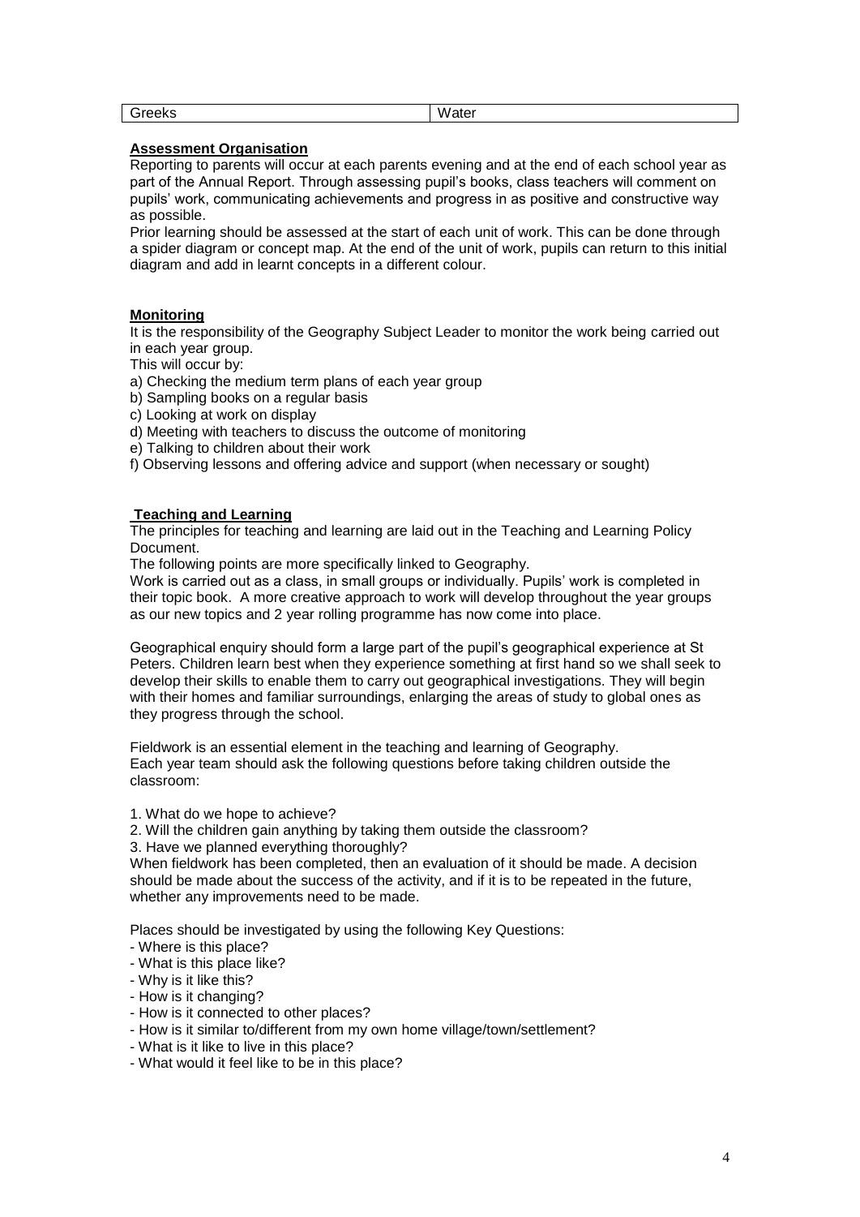| Greeks | Water |
|---|---|

**Assessment Organisation**

Reporting to parents will occur at each parents evening and at the end of each school year as part of the Annual Report. Through assessing pupil's books, class teachers will comment on pupils' work, communicating achievements and progress in as positive and constructive way as possible.

Prior learning should be assessed at the start of each unit of work. This can be done through a spider diagram or concept map. At the end of the unit of work, pupils can return to this initial diagram and add in learnt concepts in a different colour.

**Monitoring**

It is the responsibility of the Geography Subject Leader to monitor the work being carried out in each year group.

This will occur by:

a) Checking the medium term plans of each year group
b) Sampling books on a regular basis
c) Looking at work on display
d) Meeting with teachers to discuss the outcome of monitoring
e) Talking to children about their work
f) Observing lessons and offering advice and support (when necessary or sought)

**Teaching and Learning**

The principles for teaching and learning are laid out in the Teaching and Learning Policy Document.

The following points are more specifically linked to Geography.

Work is carried out as a class, in small groups or individually. Pupils' work is completed in their topic book. A more creative approach to work will develop throughout the year groups as our new topics and 2 year rolling programme has now come into place.

Geographical enquiry should form a large part of the pupil's geographical experience at St Peters. Children learn best when they experience something at first hand so we shall seek to develop their skills to enable them to carry out geographical investigations. They will begin with their homes and familiar surroundings, enlarging the areas of study to global ones as they progress through the school.

Fieldwork is an essential element in the teaching and learning of Geography.
Each year team should ask the following questions before taking children outside the classroom:

1. What do we hope to achieve?
2. Will the children gain anything by taking them outside the classroom?
3. Have we planned everything thoroughly?

When fieldwork has been completed, then an evaluation of it should be made. A decision should be made about the success of the activity, and if it is to be repeated in the future, whether any improvements need to be made.

Places should be investigated by using the following Key Questions:

- Where is this place?
- What is this place like?
- Why is it like this?
- How is it changing?
- How is it connected to other places?
- How is it similar to/different from my own home village/town/settlement?
- What is it like to live in this place?
- What would it feel like to be in this place?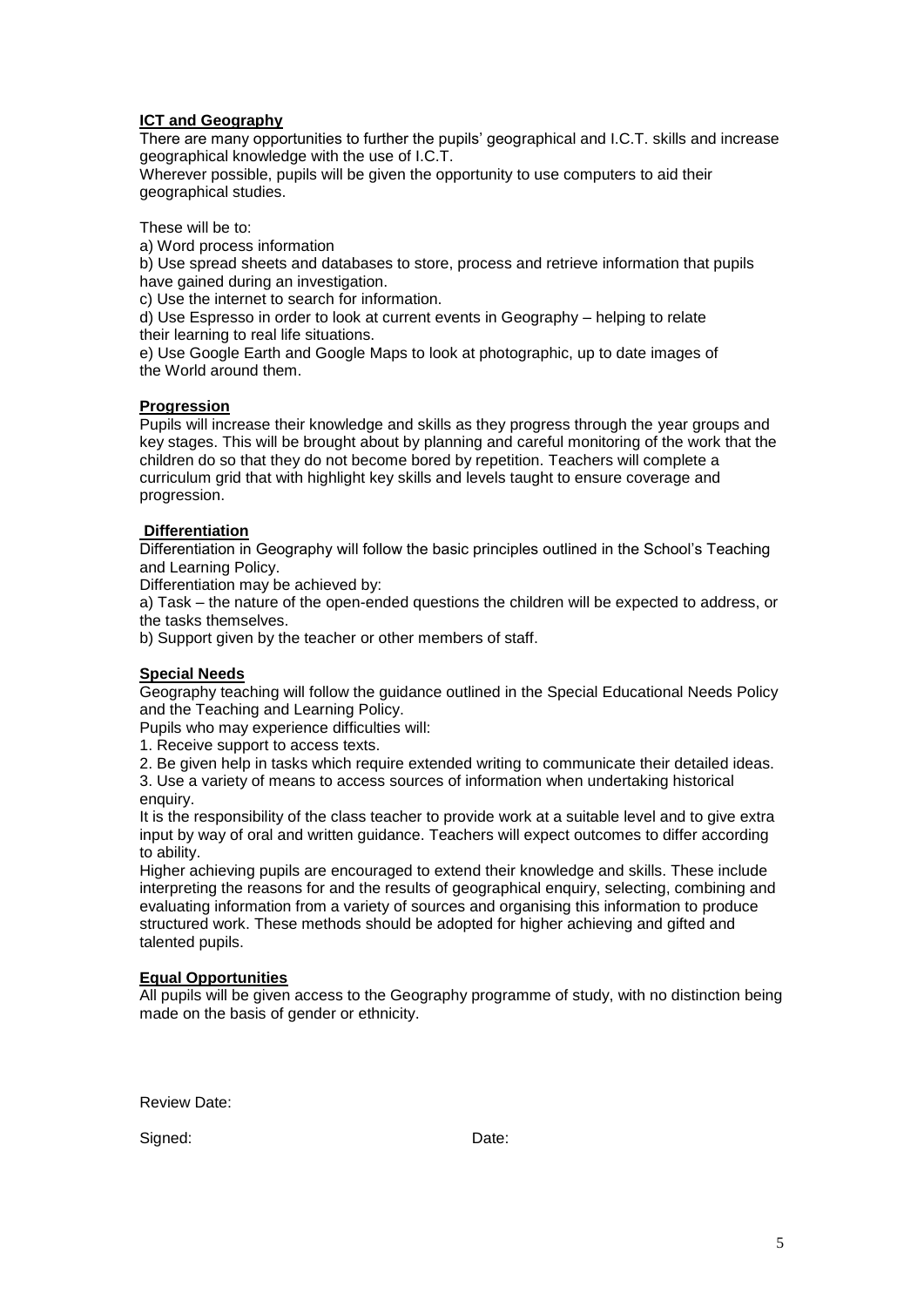**ICT and Geography**

There are many opportunities to further the pupils' geographical and I.C.T. skills and increase geographical knowledge with the use of I.C.T.

Wherever possible, pupils will be given the opportunity to use computers to aid their geographical studies.

These will be to:

a) Word process information

b) Use spread sheets and databases to store, process and retrieve information that pupils have gained during an investigation.

c) Use the internet to search for information.

d) Use Espresso in order to look at current events in Geography – helping to relate their learning to real life situations.

e) Use Google Earth and Google Maps to look at photographic, up to date images of the World around them.

**Progression**

Pupils will increase their knowledge and skills as they progress through the year groups and key stages. This will be brought about by planning and careful monitoring of the work that the children do so that they do not become bored by repetition. Teachers will complete a curriculum grid that with highlight key skills and levels taught to ensure coverage and progression.

**Differentiation**

Differentiation in Geography will follow the basic principles outlined in the School's Teaching and Learning Policy.

Differentiation may be achieved by:

a) Task – the nature of the open-ended questions the children will be expected to address, or the tasks themselves.

b) Support given by the teacher or other members of staff.

**Special Needs**

Geography teaching will follow the guidance outlined in the Special Educational Needs Policy and the Teaching and Learning Policy.

Pupils who may experience difficulties will:

1. Receive support to access texts.
2. Be given help in tasks which require extended writing to communicate their detailed ideas.
3. Use a variety of means to access sources of information when undertaking historical enquiry.

It is the responsibility of the class teacher to provide work at a suitable level and to give extra input by way of oral and written guidance. Teachers will expect outcomes to differ according to ability.

Higher achieving pupils are encouraged to extend their knowledge and skills. These include interpreting the reasons for and the results of geographical enquiry, selecting, combining and evaluating information from a variety of sources and organising this information to produce structured work. These methods should be adopted for higher achieving and gifted and talented pupils.

**Equal Opportunities**

All pupils will be given access to the Geography programme of study, with no distinction being made on the basis of gender or ethnicity.

Review Date:

Signed: Date: